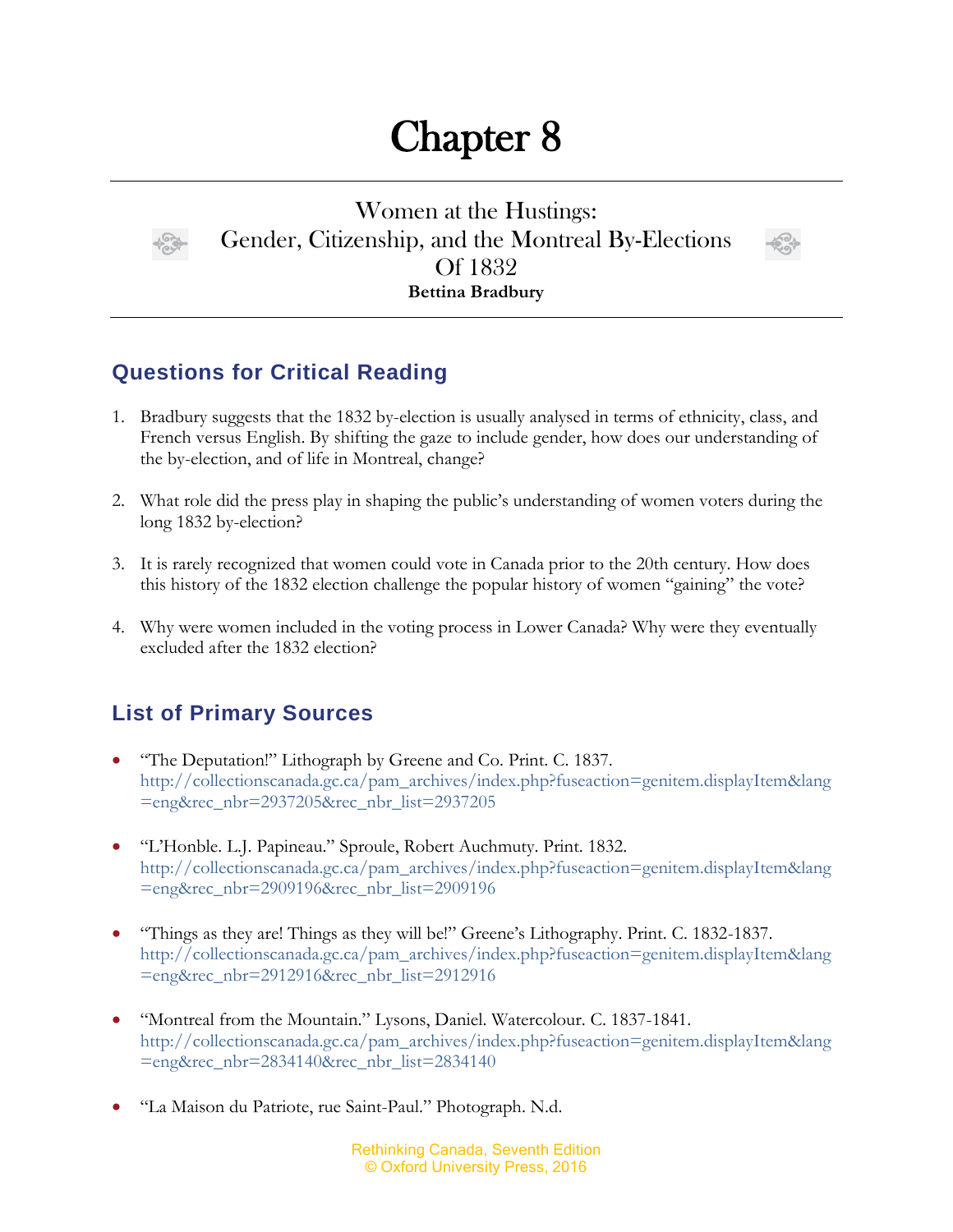# Chapter 8

## Women at the Hustings: Gender, Citizenship, and the Montreal By-Elections Of 1832

**Bettina Bradbury**

## Questions for Critical Reading

1. Bradbury suggests that the 1832 by-election is usually analysed in terms of ethnicity, class, and French versus English. By shifting the gaze to include gender, how does our understanding of the by-election, and of life in Montreal, change?

2. What role did the press play in shaping the public's understanding of women voters during the long 1832 by-election?

3. It is rarely recognized that women could vote in Canada prior to the 20th century. How does this history of the 1832 election challenge the popular history of women "gaining" the vote?

4. Why were women included in the voting process in Lower Canada? Why were they eventually excluded after the 1832 election?

## List of Primary Sources

- "The Deputation!" Lithograph by Greene and Co. Print. C. 1837. http://collectionscanada.gc.ca/pam_archives/index.php?fuseaction=genitem.displayItem&lang=eng&rec_nbr=2937205&rec_nbr_list=2937205

- "L'Honble. L.J. Papineau." Sproule, Robert Auchmuty. Print. 1832. http://collectionscanada.gc.ca/pam_archives/index.php?fuseaction=genitem.displayItem&lang=eng&rec_nbr=2909196&rec_nbr_list=2909196

- "Things as they are! Things as they will be!" Greene's Lithography. Print. C. 1832-1837. http://collectionscanada.gc.ca/pam_archives/index.php?fuseaction=genitem.displayItem&lang=eng&rec_nbr=2912916&rec_nbr_list=2912916

- "Montreal from the Mountain." Lysons, Daniel. Watercolour. C. 1837-1841. http://collectionscanada.gc.ca/pam_archives/index.php?fuseaction=genitem.displayItem&lang=eng&rec_nbr=2834140&rec_nbr_list=2834140

- "La Maison du Patriote, rue Saint-Paul." Photograph. N.d.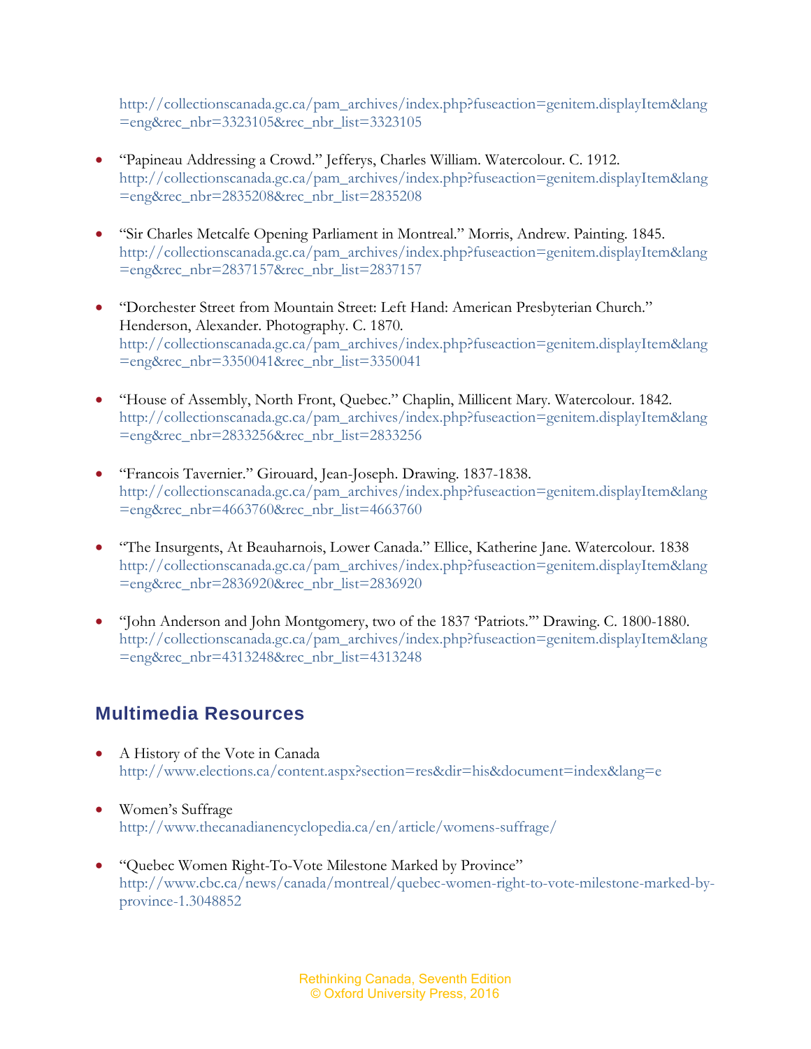http://collectionscanada.gc.ca/pam_archives/index.php?fuseaction=genitem.displayItem&lang=eng&rec_nbr=3323105&rec_nbr_list=3323105

- "Papineau Addressing a Crowd." Jefferys, Charles William. Watercolour. C. 1912. http://collectionscanada.gc.ca/pam_archives/index.php?fuseaction=genitem.displayItem&lang=eng&rec_nbr=2835208&rec_nbr_list=2835208

- "Sir Charles Metcalfe Opening Parliament in Montreal." Morris, Andrew. Painting. 1845. http://collectionscanada.gc.ca/pam_archives/index.php?fuseaction=genitem.displayItem&lang=eng&rec_nbr=2837157&rec_nbr_list=2837157

- "Dorchester Street from Mountain Street: Left Hand: American Presbyterian Church." Henderson, Alexander. Photography. C. 1870. http://collectionscanada.gc.ca/pam_archives/index.php?fuseaction=genitem.displayItem&lang=eng&rec_nbr=3350041&rec_nbr_list=3350041

- "House of Assembly, North Front, Quebec." Chaplin, Millicent Mary. Watercolour. 1842. http://collectionscanada.gc.ca/pam_archives/index.php?fuseaction=genitem.displayItem&lang=eng&rec_nbr=2833256&rec_nbr_list=2833256

- "Francois Tavernier." Girouard, Jean-Joseph. Drawing. 1837-1838. http://collectionscanada.gc.ca/pam_archives/index.php?fuseaction=genitem.displayItem&lang=eng&rec_nbr=4663760&rec_nbr_list=4663760

- "The Insurgents, At Beauharnois, Lower Canada." Ellice, Katherine Jane. Watercolour. 1838 http://collectionscanada.gc.ca/pam_archives/index.php?fuseaction=genitem.displayItem&lang=eng&rec_nbr=2836920&rec_nbr_list=2836920

- "John Anderson and John Montgomery, two of the 1837 'Patriots.'" Drawing. C. 1800-1880. http://collectionscanada.gc.ca/pam_archives/index.php?fuseaction=genitem.displayItem&lang=eng&rec_nbr=4313248&rec_nbr_list=4313248

## Multimedia Resources

- A History of the Vote in Canada
  http://www.elections.ca/content.aspx?section=res&dir=his&document=index&lang=e

- Women's Suffrage
  http://www.thecanadianencyclopedia.ca/en/article/womens-suffrage/

- "Quebec Women Right-To-Vote Milestone Marked by Province"
  http://www.cbc.ca/news/canada/montreal/quebec-women-right-to-vote-milestone-marked-by-province-1.3048852